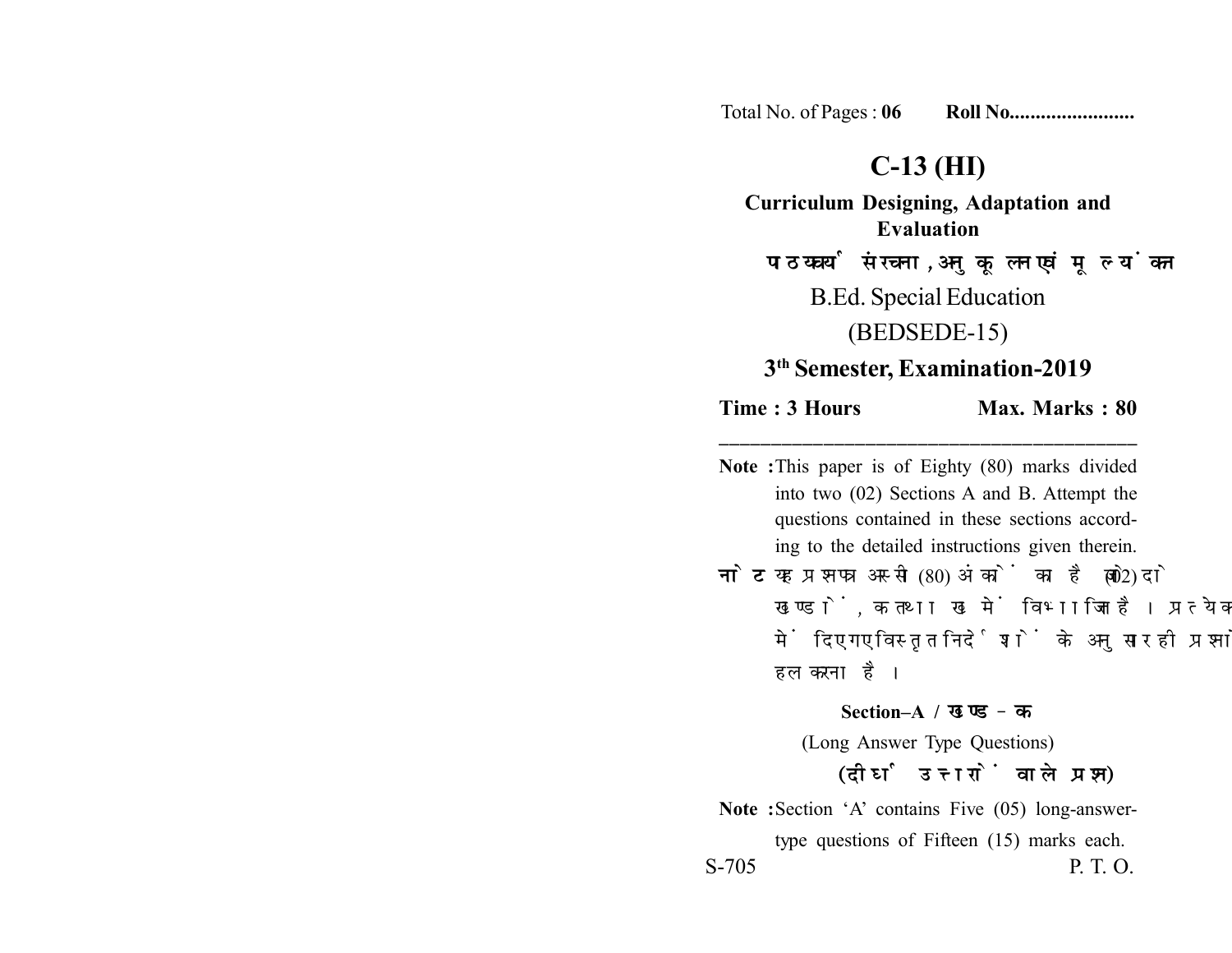Total No. of Pages : **06** **Roll No.......................**

# C-13 (HI)

**Curriculum Designing, Adaptation and Evaluation**

**पाठ्यचर्या संरचना, अनुकूलन एवं मूल्यांकन**

B.Ed. Special Education

(BEDSEDE-15)

**3th Semester, Examination-2019**

**Time : 3 Hours** **Max. Marks : 80**

---

**Note :** This paper is of Eighty (80) marks divided into two (02) Sections A and B. Attempt the questions contained in these sections according to the detailed instructions given therein.

**नोट :** यह प्रश्नपत्र अस्सी (80) अंकों का है जो दो (02) खण्डों, क तथा ख में विभाजित है। प्रत्येक खण्ड में दिए गए विस्तृत निर्देशों के अनुसार ही प्रश्नों को हल करना है।

**Section–A / खण्ड–क**

(Long Answer Type Questions)

**(दीर्घ उत्तरों वाले प्रश्न)**

**Note :** Section 'A' contains Five (05) long-answer-type questions of Fifteen (15) marks each.

S-705 P. T. O.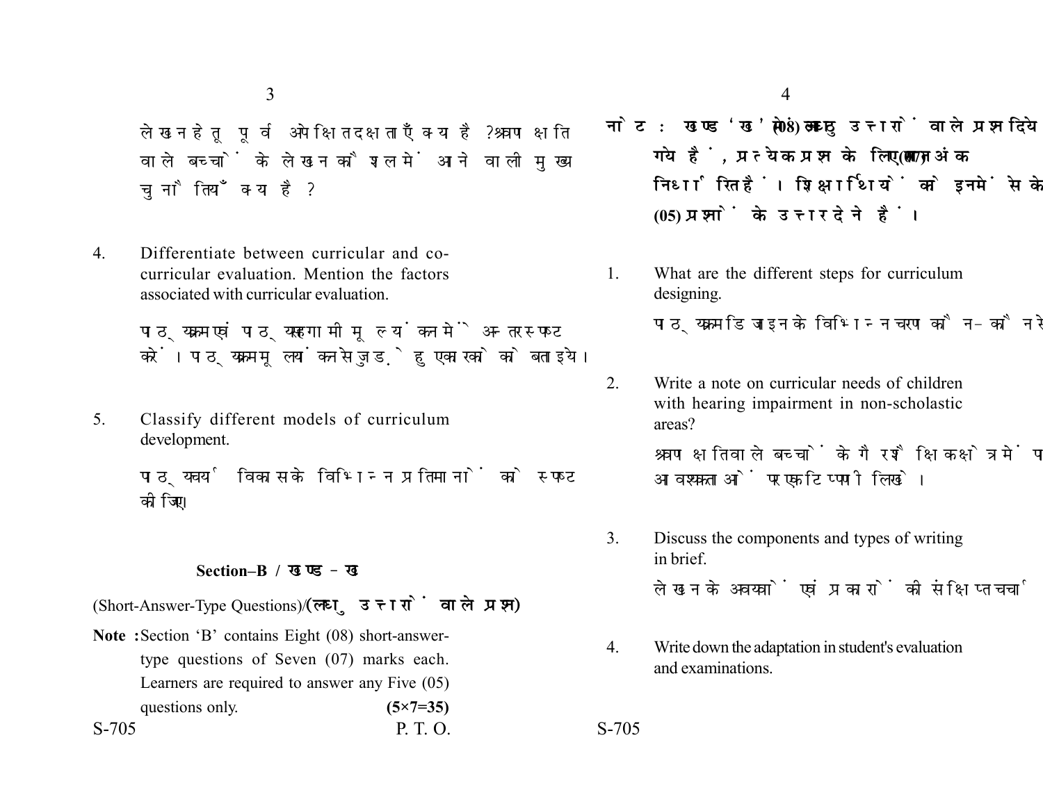लेखन हेतु पूर्व अपेक्षित दक्षताएँ क्या है? श्रवण क्षति वाले बच्चों के लेखन कौशल में आने वाली मुख्य चुनौतियाँ क्या है?

4. Differentiate between curricular and co-curricular evaluation. Mention the factors associated with curricular evaluation.

   पाठ्यक्रम एवं पाठ्यसहगामी मूल्यांकन में अन्तर स्पष्ट करें। पाठ्यक्रम मूल्यांकन से जुड़े हुए कारकों को बताइये।

5. Classify different models of curriculum development.

   पाठ्यचर्या विकास के विभिन्न प्रतिमानों को स्पष्ट कीजिए।

## Section–B / खण्ड–ख

(Short-Answer-Type Questions)/(लघु उत्तरों वाले प्रश्न)

**Note :** Section 'B' contains Eight (08) short-answer-type questions of Seven (07) marks each. Learners are required to answer any Five (05) questions only. **(5×7=35)**

**नोट :** खण्ड 'ख' में आठ (08) लघु उत्तरों वाले प्रश्न दिये गये हैं, प्रत्येक प्रश्न के लिए सात (07) अंक निर्धारित हैं। शिक्षार्थियों को इनमें से केवल पाँच (05) प्रश्नों के उत्तर देने हैं।

1. What are the different steps for curriculum designing.

   पाठ्यक्रम डिजाइन के विभिन्न चरण कौन-कौन से हैं।

2. Write a note on curricular needs of children with hearing impairment in non-scholastic areas?

   श्रवण क्षति वाले बच्चों के गैर शैक्षिक क्षेत्र में पाठ्यक्रम आवश्यकताओं पर एक टिप्पणी लिखें।

3. Discuss the components and types of writing in brief.

   लेखन के अवयवों एवं प्रकारों की संक्षिप्त चर्चा कीजिए।

4. Write down the adaptation in student's evaluation and examinations.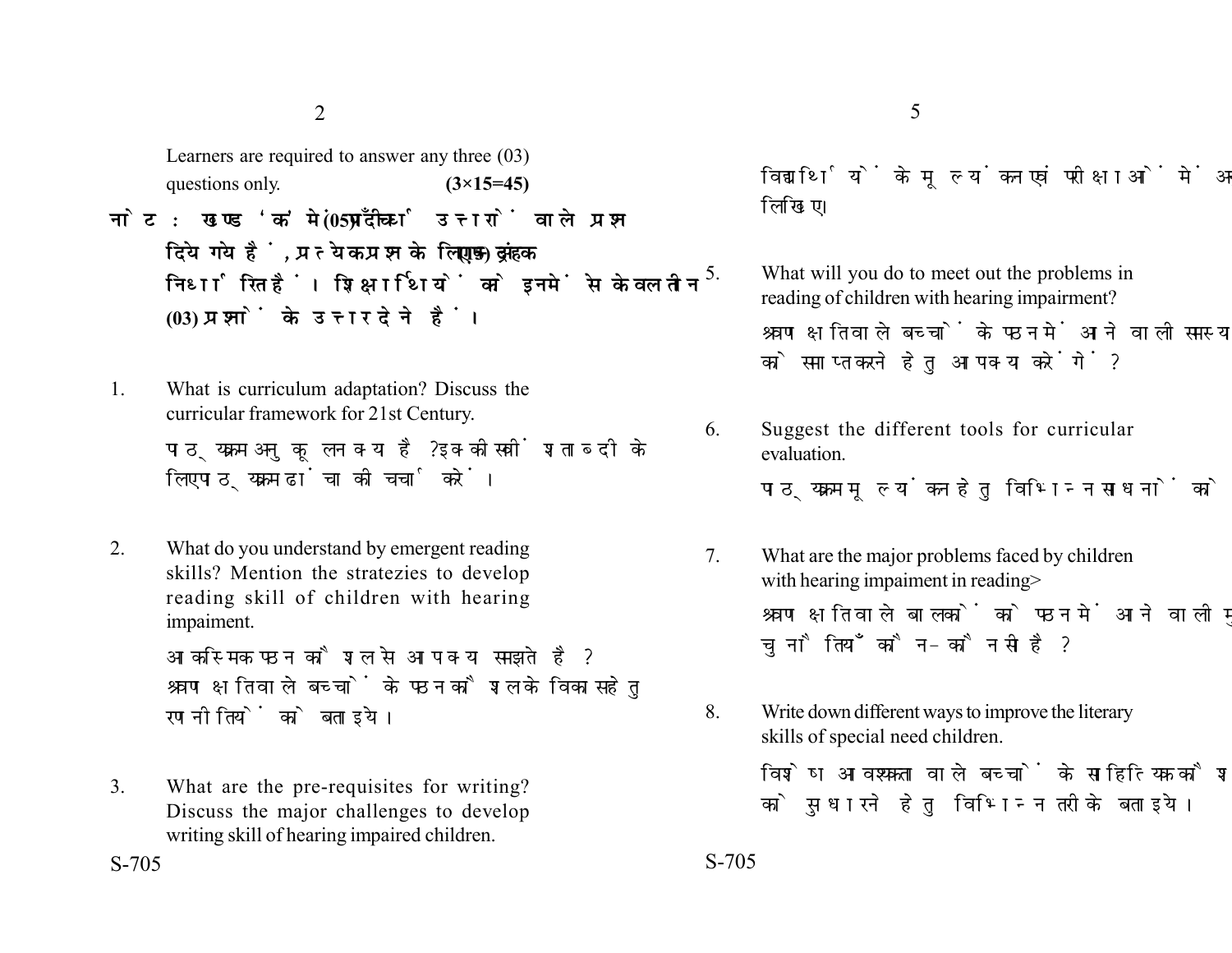Learners are required to answer any three (03) questions only. **(3×15=45)**

**नोट :** खण्ड 'क' में (05) दीर्घ उत्तरों वाले प्रश्न दिये गये हैं, प्रत्येक प्रश्न के लिए (15) अंक निर्धारित हैं। शिक्षार्थियों को इनमें से केवल तीन (03) प्रश्नों के उत्तर देने हैं।

1. What is curriculum adaptation? Discuss the curricular framework for 21st Century.

   पाठ्यक्रम अनुकूलन क्या है? इक्कीसवीं शताब्दी के लिए पाठ्यक्रम ढांचा की चर्चा करें।

2. What do you understand by emergent reading skills? Mention the stratezies to develop reading skill of children with hearing impaiment.

   आकस्मिक पठन कौशल से आप क्या समझते हैं? श्रवण क्षति वाले बच्चों के पठन कौशल के विकास हेतु रणनीतियों को बताइये।

3. What are the pre-requisites for writing? Discuss the major challenges to develop writing skill of hearing impaired children.

   विद्यार्थियों के मूल्यांकन एवं परीक्षाओं में अ...
   लिखिए।

5. What will you do to meet out the problems in reading of children with hearing impairment?

   श्रवण क्षति वाले बच्चों के पठन में आने वाली समस्या... को समाप्त करने हेतु आप क्या करेंगे?

6. Suggest the different tools for curricular evaluation.

   पाठ्यक्रम मूल्यांकन हेतु विभिन्न साधनों को...

7. What are the major problems faced by children with hearing impaiment in reading>

   श्रवण क्षति वाले बालकों को पठन में आने वाली मु... चुनौतियाँ कौन-कौन सी है?

8. Write down different ways to improve the literary skills of special need children.

   विशेष आवश्यकता वाले बच्चों के साहित्यिक कौश... को सुधारने हेतु विभिन्न तरीके बताइये।